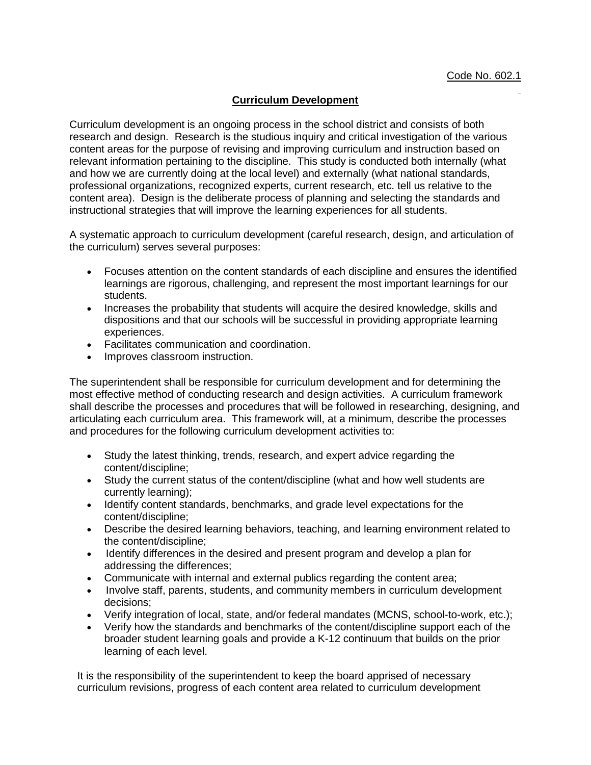Code No. 602.1

## Curriculum Development

Curriculum development is an ongoing process in the school district and consists of both research and design. Research is the studious inquiry and critical investigation of the various content areas for the purpose of revising and improving curriculum and instruction based on relevant information pertaining to the discipline. This study is conducted both internally (what and how we are currently doing at the local level) and externally (what national standards, professional organizations, recognized experts, current research, etc. tell us relative to the content area). Design is the deliberate process of planning and selecting the standards and instructional strategies that will improve the learning experiences for all students.

A systematic approach to curriculum development (careful research, design, and articulation of the curriculum) serves several purposes:

- Focuses attention on the content standards of each discipline and ensures the identified learnings are rigorous, challenging, and represent the most important learnings for our students.
- Increases the probability that students will acquire the desired knowledge, skills and dispositions and that our schools will be successful in providing appropriate learning experiences.
- Facilitates communication and coordination.
- Improves classroom instruction.

The superintendent shall be responsible for curriculum development and for determining the most effective method of conducting research and design activities. A curriculum framework shall describe the processes and procedures that will be followed in researching, designing, and articulating each curriculum area. This framework will, at a minimum, describe the processes and procedures for the following curriculum development activities to:

- Study the latest thinking, trends, research, and expert advice regarding the content/discipline;
- Study the current status of the content/discipline (what and how well students are currently learning);
- Identify content standards, benchmarks, and grade level expectations for the content/discipline;
- Describe the desired learning behaviors, teaching, and learning environment related to the content/discipline;
- Identify differences in the desired and present program and develop a plan for addressing the differences;
- Communicate with internal and external publics regarding the content area;
- Involve staff, parents, students, and community members in curriculum development decisions;
- Verify integration of local, state, and/or federal mandates (MCNS, school-to-work, etc.);
- Verify how the standards and benchmarks of the content/discipline support each of the broader student learning goals and provide a K-12 continuum that builds on the prior learning of each level.

It is the responsibility of the superintendent to keep the board apprised of necessary curriculum revisions, progress of each content area related to curriculum development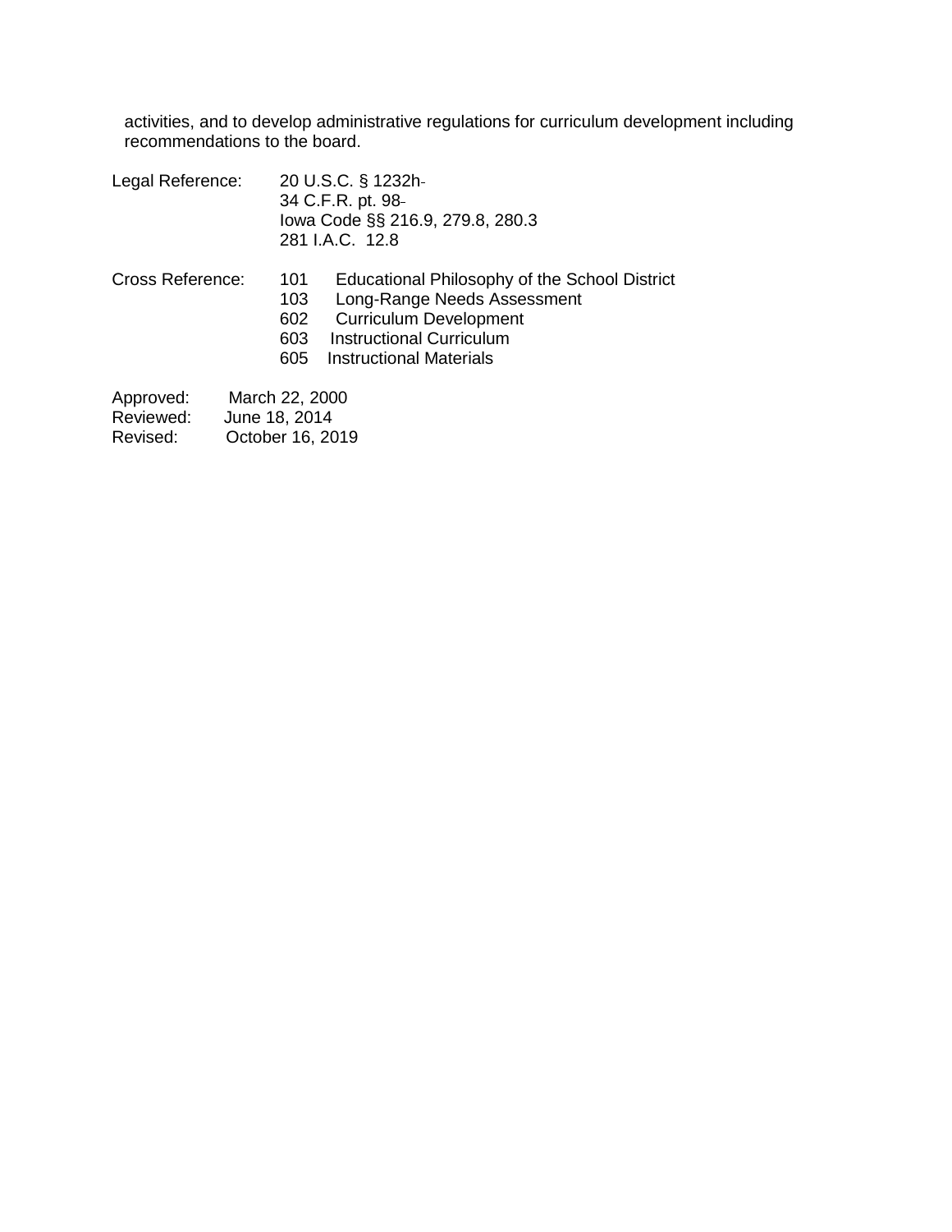activities, and to develop administrative regulations for curriculum development including recommendations to the board.

Legal Reference: 20 U.S.C. § 1232h
34 C.F.R. pt. 98
Iowa Code §§ 216.9, 279.8, 280.3
281 I.A.C. 12.8

Cross Reference: 101 Educational Philosophy of the School District
103 Long-Range Needs Assessment
602 Curriculum Development
603 Instructional Curriculum
605 Instructional Materials

Approved: March 22, 2000
Reviewed: June 18, 2014
Revised: October 16, 2019